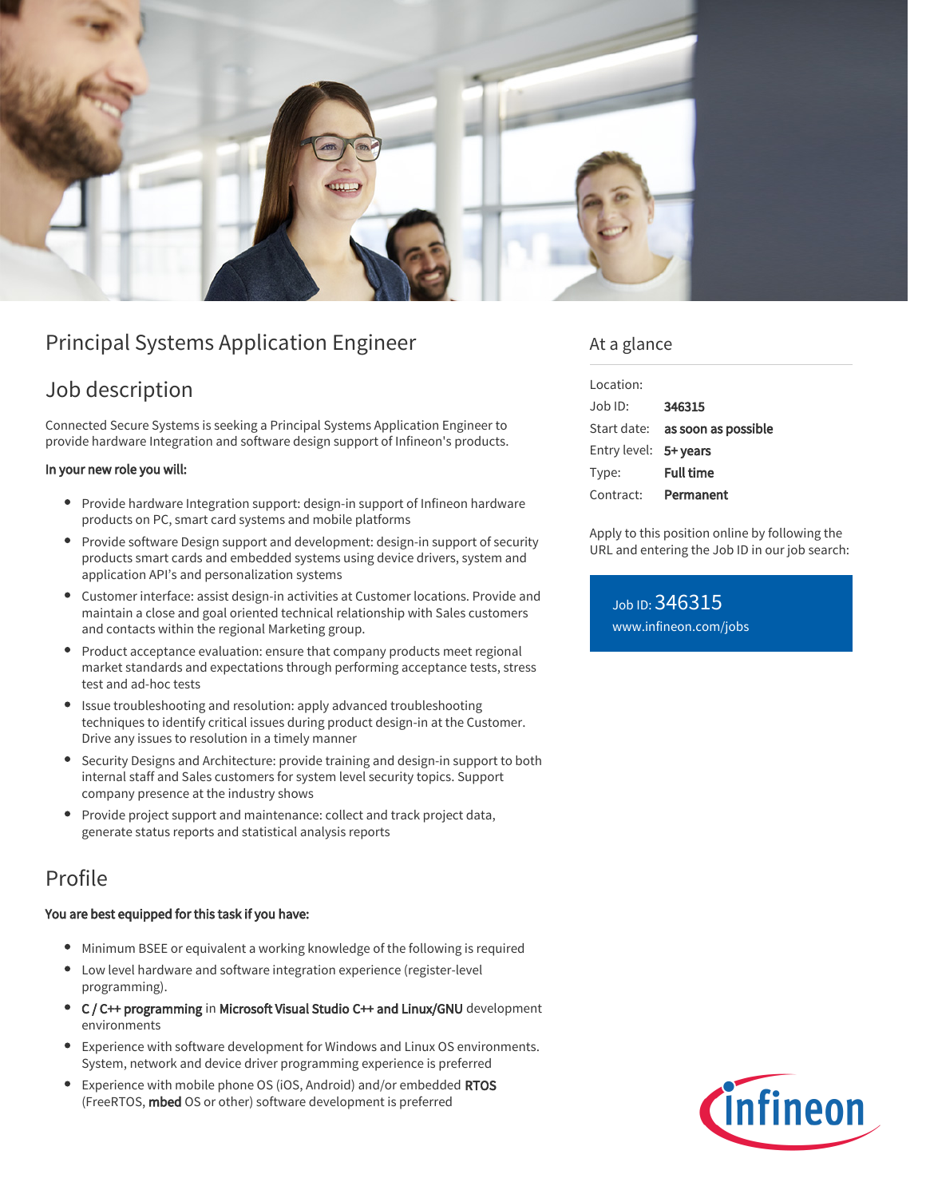# Principal Systems Application Engineer

## Job description

Connected Secure Systems is seeking a Principal Systems Application Engineer to provide hardware Integration and software design support of Infineon's products.

**In your new role you will:**

- Provide hardware Integration support: design-in support of Infineon hardware products on PC, smart card systems and mobile platforms
- Provide software Design support and development: design-in support of security products smart cards and embedded systems using device drivers, system and application API's and personalization systems
- Customer interface: assist design-in activities at Customer locations. Provide and maintain a close and goal oriented technical relationship with Sales customers and contacts within the regional Marketing group.
- Product acceptance evaluation: ensure that company products meet regional market standards and expectations through performing acceptance tests, stress test and ad-hoc tests
- Issue troubleshooting and resolution: apply advanced troubleshooting techniques to identify critical issues during product design-in at the Customer. Drive any issues to resolution in a timely manner
- Security Designs and Architecture: provide training and design-in support to both internal staff and Sales customers for system level security topics. Support company presence at the industry shows
- Provide project support and maintenance: collect and track project data, generate status reports and statistical analysis reports

## Profile

**You are best equipped for this task if you have:**

- Minimum BSEE or equivalent a working knowledge of the following is required
- Low level hardware and software integration experience (register-level programming).
- **C / C++ programming** in **Microsoft Visual Studio C++ and Linux/GNU** development environments
- Experience with software development for Windows and Linux OS environments. System, network and device driver programming experience is preferred
- Experience with mobile phone OS (iOS, Android) and/or embedded **RTOS** (FreeRTOS, **mbed** OS or other) software development is preferred

## At a glance

| | |
|---|---|
| Location: | |
| Job ID: | **346315** |
| Start date: | **as soon as possible** |
| Entry level: | **5+ years** |
| Type: | **Full time** |
| Contract: | **Permanent** |

Apply to this position online by following the URL and entering the Job ID in our job search:

Job ID: 346315
www.infineon.com/jobs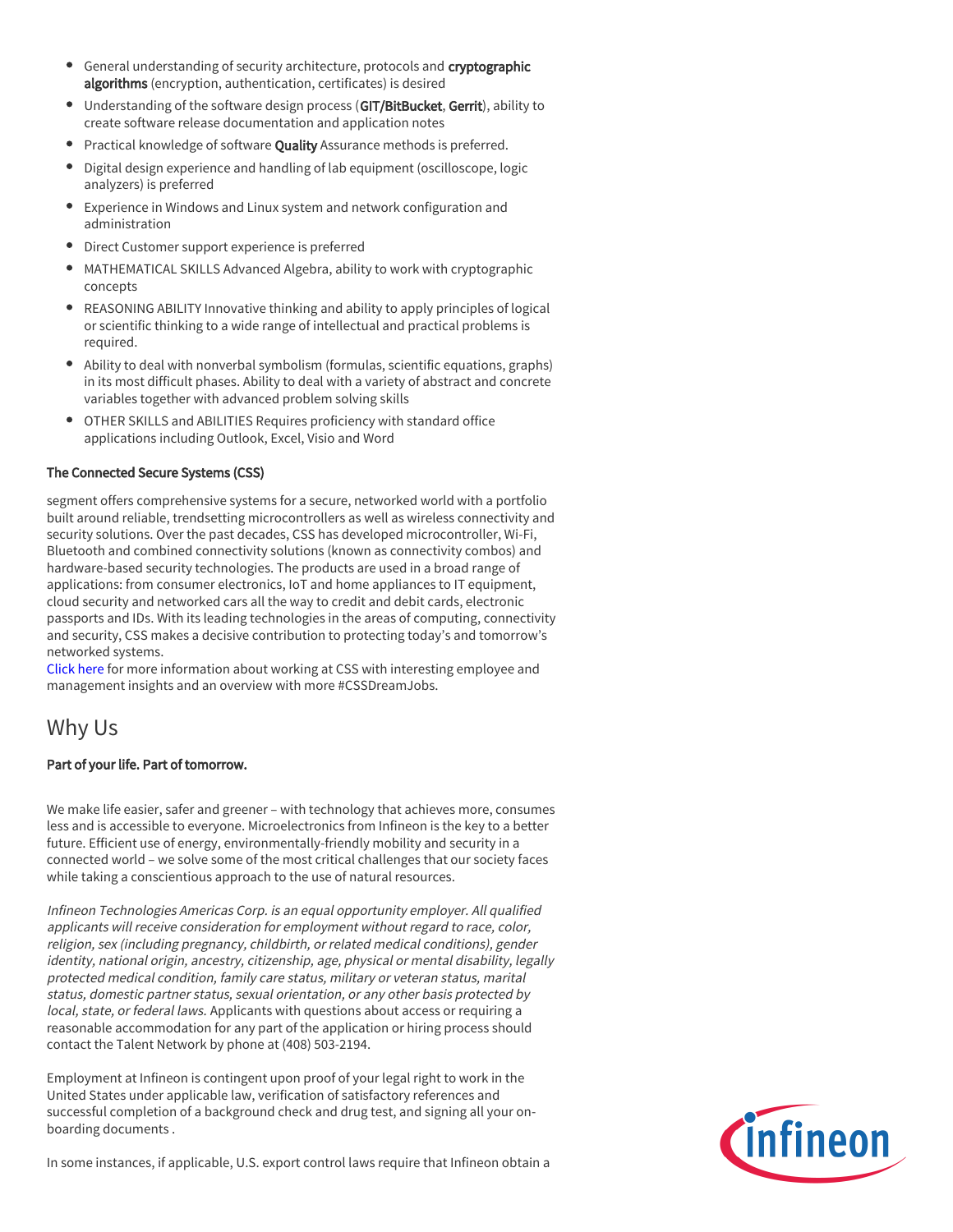- General understanding of security architecture, protocols and **cryptographic algorithms** (encryption, authentication, certificates) is desired
- Understanding of the software design process (**GIT/BitBucket**, **Gerrit**), ability to create software release documentation and application notes
- Practical knowledge of software **Quality** Assurance methods is preferred.
- Digital design experience and handling of lab equipment (oscilloscope, logic analyzers) is preferred
- Experience in Windows and Linux system and network configuration and administration
- Direct Customer support experience is preferred
- MATHEMATICAL SKILLS Advanced Algebra, ability to work with cryptographic concepts
- REASONING ABILITY Innovative thinking and ability to apply principles of logical or scientific thinking to a wide range of intellectual and practical problems is required.
- Ability to deal with nonverbal symbolism (formulas, scientific equations, graphs) in its most difficult phases. Ability to deal with a variety of abstract and concrete variables together with advanced problem solving skills
- OTHER SKILLS and ABILITIES Requires proficiency with standard office applications including Outlook, Excel, Visio and Word

**The Connected Secure Systems (CSS)**

segment offers comprehensive systems for a secure, networked world with a portfolio built around reliable, trendsetting microcontrollers as well as wireless connectivity and security solutions. Over the past decades, CSS has developed microcontroller, Wi-Fi, Bluetooth and combined connectivity solutions (known as connectivity combos) and hardware-based security technologies. The products are used in a broad range of applications: from consumer electronics, IoT and home appliances to IT equipment, cloud security and networked cars all the way to credit and debit cards, electronic passports and IDs. With its leading technologies in the areas of computing, connectivity and security, CSS makes a decisive contribution to protecting today's and tomorrow's networked systems.
Click here for more information about working at CSS with interesting employee and management insights and an overview with more #CSSDreamJobs.

## Why Us

**Part of your life. Part of tomorrow.**

We make life easier, safer and greener – with technology that achieves more, consumes less and is accessible to everyone. Microelectronics from Infineon is the key to a better future. Efficient use of energy, environmentally-friendly mobility and security in a connected world – we solve some of the most critical challenges that our society faces while taking a conscientious approach to the use of natural resources.

*Infineon Technologies Americas Corp. is an equal opportunity employer. All qualified applicants will receive consideration for employment without regard to race, color, religion, sex (including pregnancy, childbirth, or related medical conditions), gender identity, national origin, ancestry, citizenship, age, physical or mental disability, legally protected medical condition, family care status, military or veteran status, marital status, domestic partner status, sexual orientation, or any other basis protected by local, state, or federal laws.* Applicants with questions about access or requiring a reasonable accommodation for any part of the application or hiring process should contact the Talent Network by phone at (408) 503-2194.

Employment at Infineon is contingent upon proof of your legal right to work in the United States under applicable law, verification of satisfactory references and successful completion of a background check and drug test, and signing all your on-boarding documents .

In some instances, if applicable, U.S. export control laws require that Infineon obtain a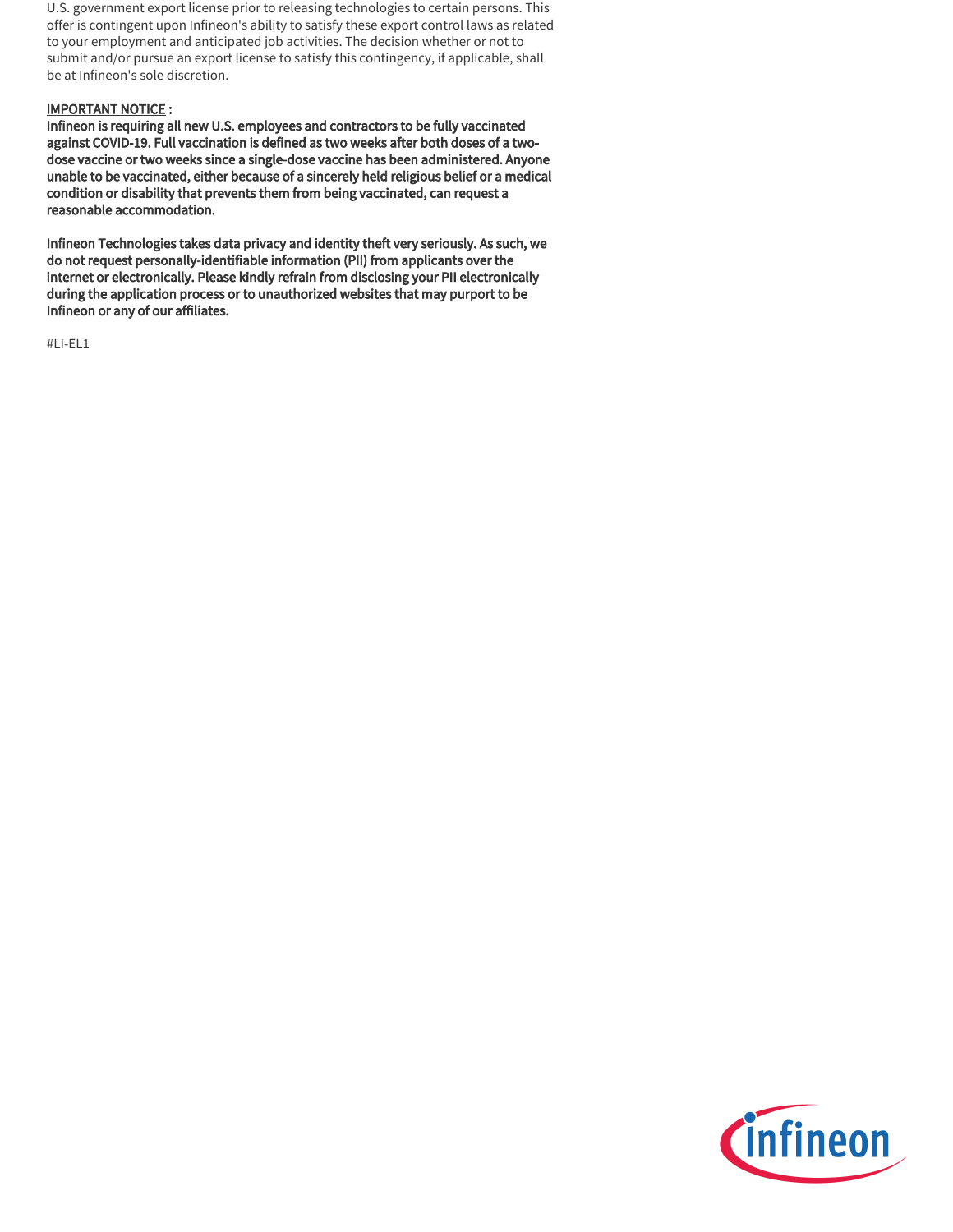U.S. government export license prior to releasing technologies to certain persons. This offer is contingent upon Infineon's ability to satisfy these export control laws as related to your employment and anticipated job activities. The decision whether or not to submit and/or pursue an export license to satisfy this contingency, if applicable, shall be at Infineon's sole discretion.

**IMPORTANT NOTICE :**

**Infineon is requiring all new U.S. employees and contractors to be fully vaccinated against COVID-19. Full vaccination is defined as two weeks after both doses of a two-dose vaccine or two weeks since a single-dose vaccine has been administered. Anyone unable to be vaccinated, either because of a sincerely held religious belief or a medical condition or disability that prevents them from being vaccinated, can request a reasonable accommodation.**

**Infineon Technologies takes data privacy and identity theft very seriously. As such, we do not request personally-identifiable information (PII) from applicants over the internet or electronically. Please kindly refrain from disclosing your PII electronically during the application process or to unauthorized websites that may purport to be Infineon or any of our affiliates.**

#LI-EL1